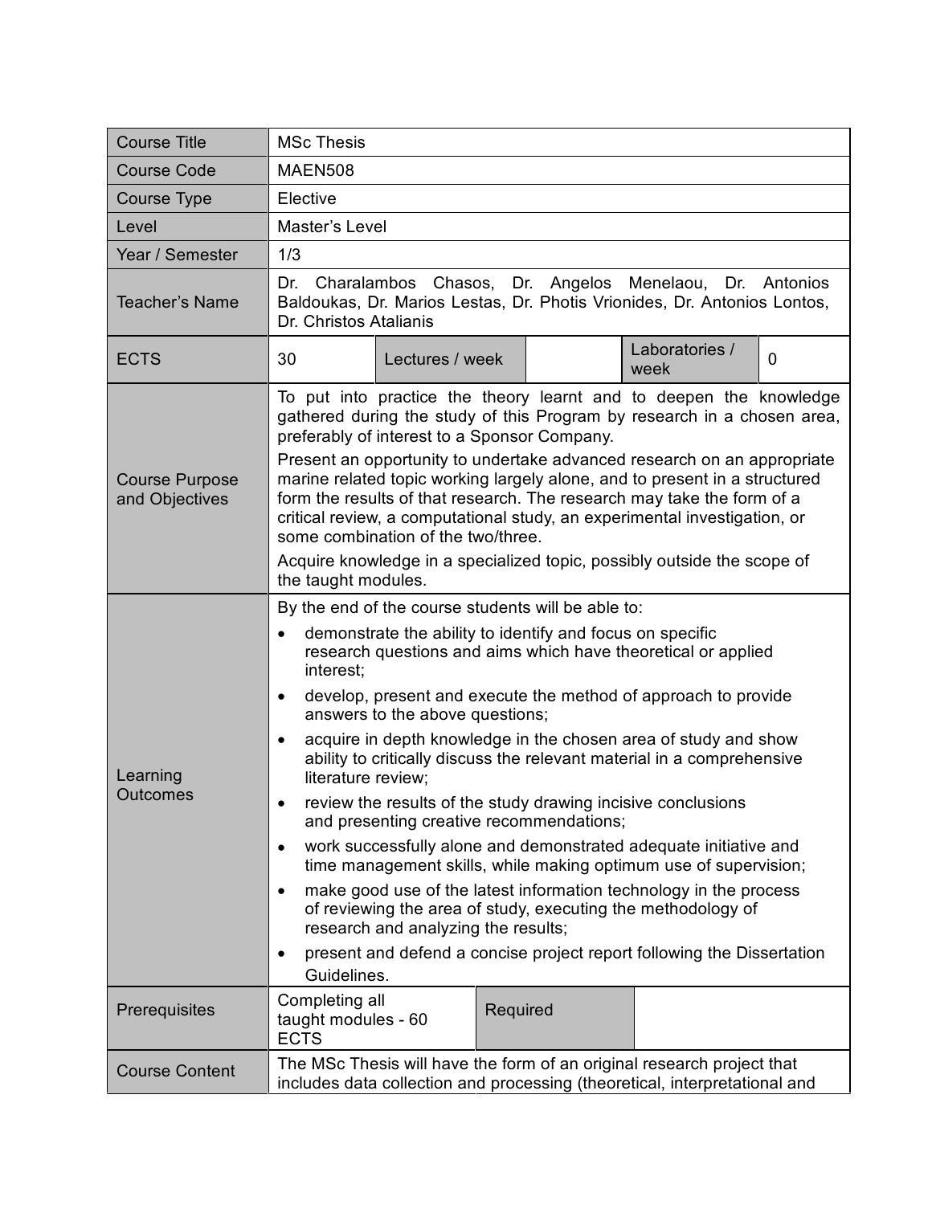| Course Title | MSc Thesis | | | | |
|---|---|---|---|---|---|
| Course Code | MAEN508 | | | | |
| Course Type | Elective | | | | |
| Level | Master's Level | | | | |
| Year / Semester | 1/3 | | | | |
| Teacher's Name | Dr. Charalambos Chasos, Dr. Angelos Menelaou, Dr. Antonios Baldoukas, Dr. Marios Lestas, Dr. Photis Vrionides, Dr. Antonios Lontos, Dr. Christos Atalianis | | | | |
| ECTS | 30 | Lectures / week | | Laboratories / week | 0 |
| Course Purpose and Objectives | To put into practice the theory learnt and to deepen the knowledge gathered during the study of this Program by research in a chosen area, preferably of interest to a Sponsor Company.<br>Present an opportunity to undertake advanced research on an appropriate marine related topic working largely alone, and to present in a structured form the results of that research. The research may take the form of a critical review, a computational study, an experimental investigation, or some combination of the two/three.<br>Acquire knowledge in a specialized topic, possibly outside the scope of the taught modules. | | | | |
| Learning Outcomes | By the end of the course students will be able to:<br>• demonstrate the ability to identify and focus on specific research questions and aims which have theoretical or applied interest;<br>• develop, present and execute the method of approach to provide answers to the above questions;<br>• acquire in depth knowledge in the chosen area of study and show ability to critically discuss the relevant material in a comprehensive literature review;<br>• review the results of the study drawing incisive conclusions and presenting creative recommendations;<br>• work successfully alone and demonstrated adequate initiative and time management skills, while making optimum use of supervision;<br>• make good use of the latest information technology in the process of reviewing the area of study, executing the methodology of research and analyzing the results;<br>• present and defend a concise project report following the Dissertation Guidelines. | | | | |
| Prerequisites | Completing all taught modules - 60 ECTS | Required | | | |
| Course Content | The MSc Thesis will have the form of an original research project that includes data collection and processing (theoretical, interpretational and | | | | |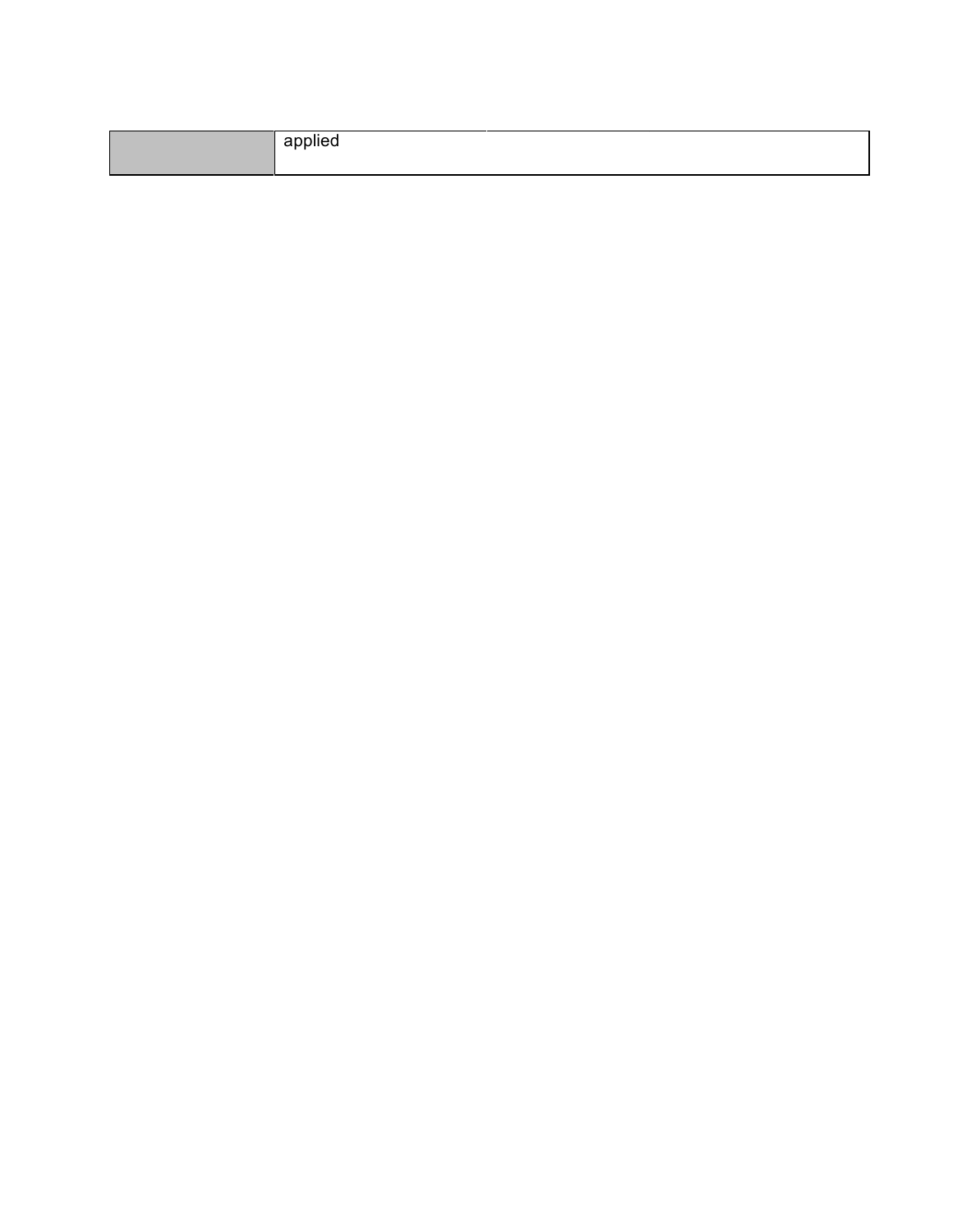| | |
|---|---|
| | applied |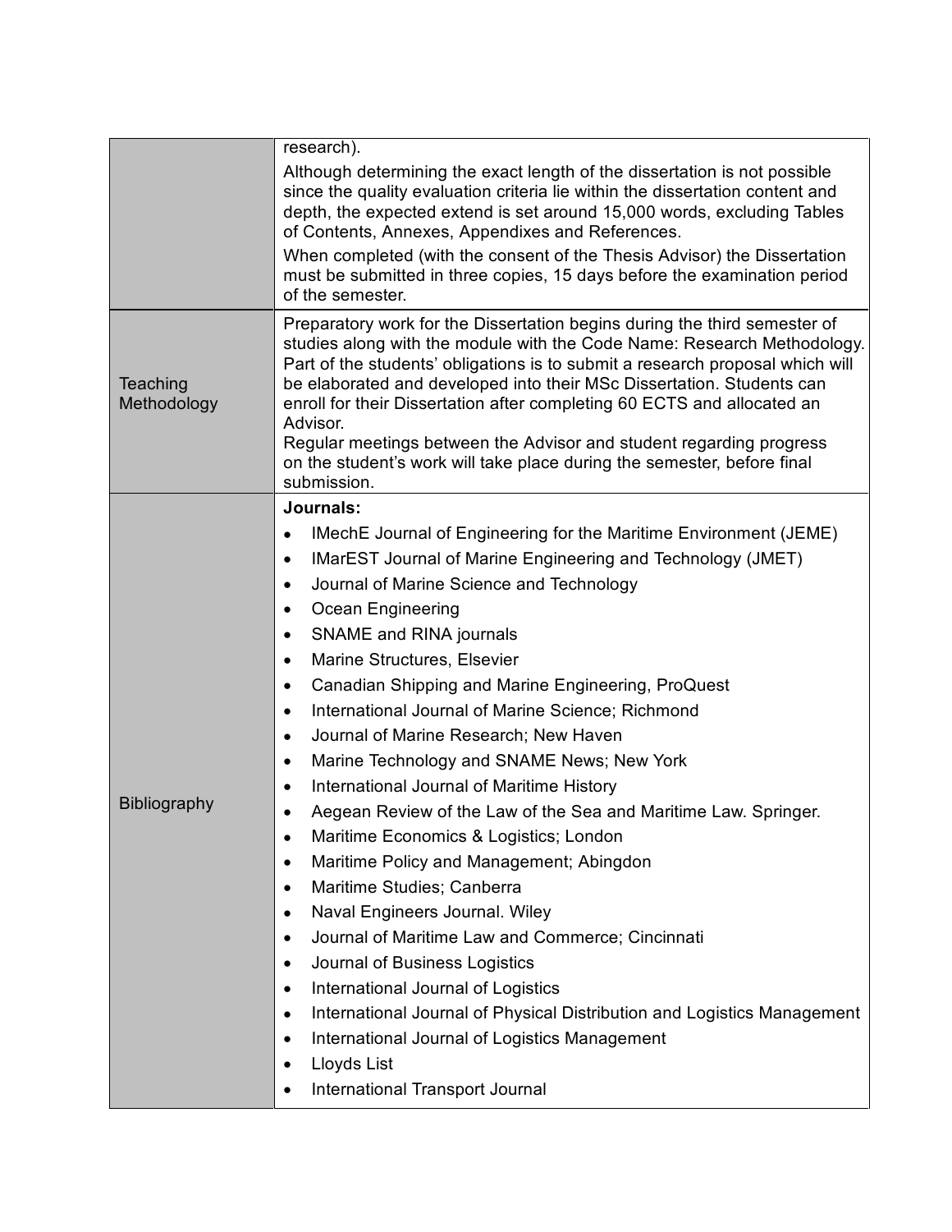| | |
|---|---|
| | research).<br>Although determining the exact length of the dissertation is not possible since the quality evaluation criteria lie within the dissertation content and depth, the expected extend is set around 15,000 words, excluding Tables of Contents, Annexes, Appendixes and References.<br>When completed (with the consent of the Thesis Advisor) the Dissertation must be submitted in three copies, 15 days before the examination period of the semester. |
| Teaching Methodology | Preparatory work for the Dissertation begins during the third semester of studies along with the module with the Code Name: Research Methodology. Part of the students' obligations is to submit a research proposal which will be elaborated and developed into their MSc Dissertation. Students can enroll for their Dissertation after completing 60 ECTS and allocated an Advisor.<br>Regular meetings between the Advisor and student regarding progress on the student's work will take place during the semester, before final submission. |
| Bibliography | **Journals:**<br>• IMechE Journal of Engineering for the Maritime Environment (JEME)<br>• IMarEST Journal of Marine Engineering and Technology (JMET)<br>• Journal of Marine Science and Technology<br>• Ocean Engineering<br>• SNAME and RINA journals<br>• Marine Structures, Elsevier<br>• Canadian Shipping and Marine Engineering, ProQuest<br>• International Journal of Marine Science; Richmond<br>• Journal of Marine Research; New Haven<br>• Marine Technology and SNAME News; New York<br>• International Journal of Maritime History<br>• Aegean Review of the Law of the Sea and Maritime Law. Springer.<br>• Maritime Economics & Logistics; London<br>• Maritime Policy and Management; Abingdon<br>• Maritime Studies; Canberra<br>• Naval Engineers Journal. Wiley<br>• Journal of Maritime Law and Commerce; Cincinnati<br>• Journal of Business Logistics<br>• International Journal of Logistics<br>• International Journal of Physical Distribution and Logistics Management<br>• International Journal of Logistics Management<br>• Lloyds List<br>• International Transport Journal |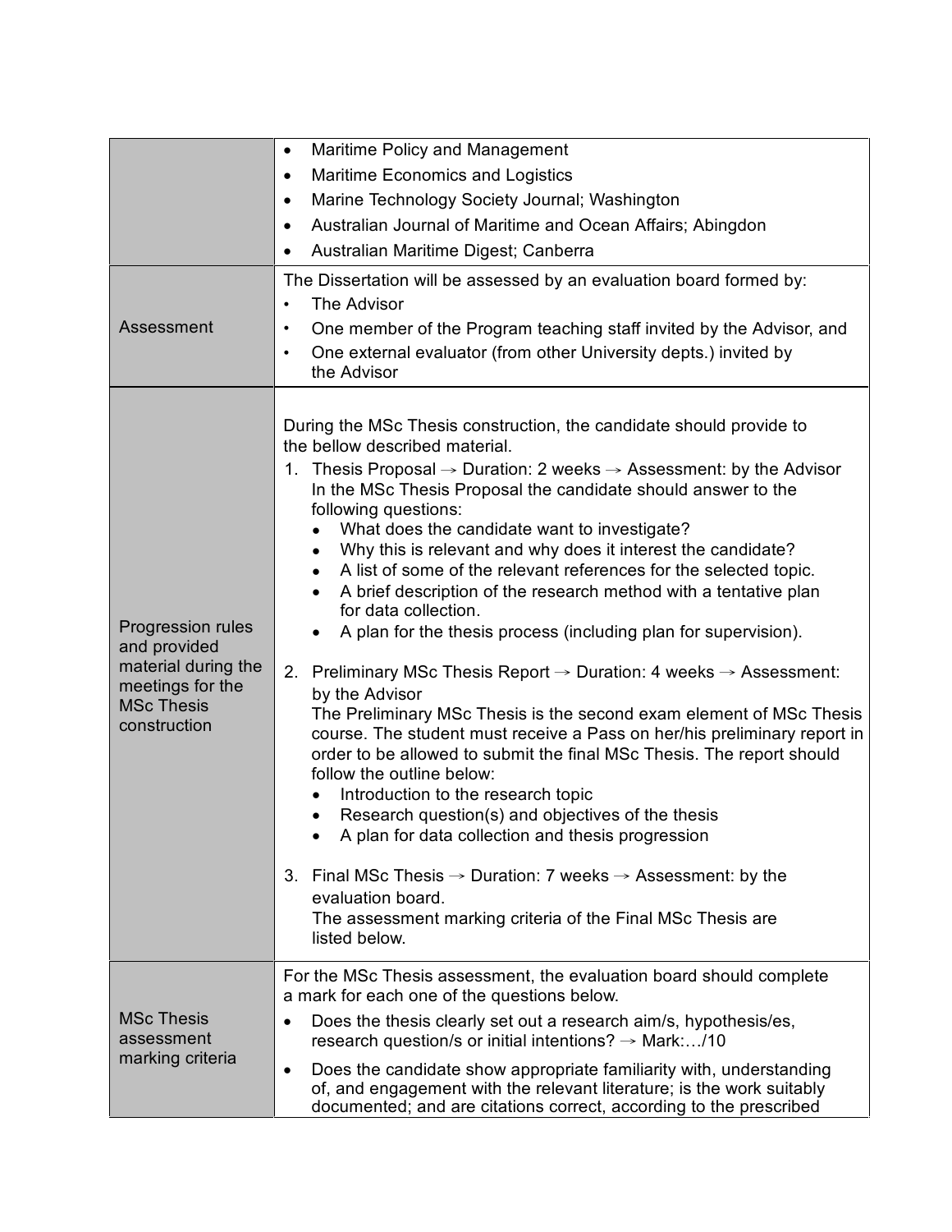| | |
|---|---|
| | • Maritime Policy and Management<br>• Maritime Economics and Logistics<br>• Marine Technology Society Journal; Washington<br>• Australian Journal of Maritime and Ocean Affairs; Abingdon<br>• Australian Maritime Digest; Canberra |
| Assessment | The Dissertation will be assessed by an evaluation board formed by:<br>• The Advisor<br>• One member of the Program teaching staff invited by the Advisor, and<br>• One external evaluator (from other University depts.) invited by the Advisor |
| Progression rules and provided material during the meetings for the MSc Thesis construction | During the MSc Thesis construction, the candidate should provide to the bellow described material.<br>1. Thesis Proposal → Duration: 2 weeks → Assessment: by the Advisor<br>In the MSc Thesis Proposal the candidate should answer to the following questions:<br>• What does the candidate want to investigate?<br>• Why this is relevant and why does it interest the candidate?<br>• A list of some of the relevant references for the selected topic.<br>• A brief description of the research method with a tentative plan for data collection.<br>• A plan for the thesis process (including plan for supervision).<br><br>2. Preliminary MSc Thesis Report → Duration: 4 weeks → Assessment: by the Advisor<br>The Preliminary MSc Thesis is the second exam element of MSc Thesis course. The student must receive a Pass on her/his preliminary report in order to be allowed to submit the final MSc Thesis. The report should follow the outline below:<br>• Introduction to the research topic<br>• Research question(s) and objectives of the thesis<br>• A plan for data collection and thesis progression<br><br>3. Final MSc Thesis → Duration: 7 weeks → Assessment: by the evaluation board.<br>The assessment marking criteria of the Final MSc Thesis are listed below. |
| MSc Thesis assessment marking criteria | For the MSc Thesis assessment, the evaluation board should complete a mark for each one of the questions below.<br>• Does the thesis clearly set out a research aim/s, hypothesis/es, research question/s or initial intentions? → Mark:…/10<br>• Does the candidate show appropriate familiarity with, understanding of, and engagement with the relevant literature; is the work suitably documented; and are citations correct, according to the prescribed |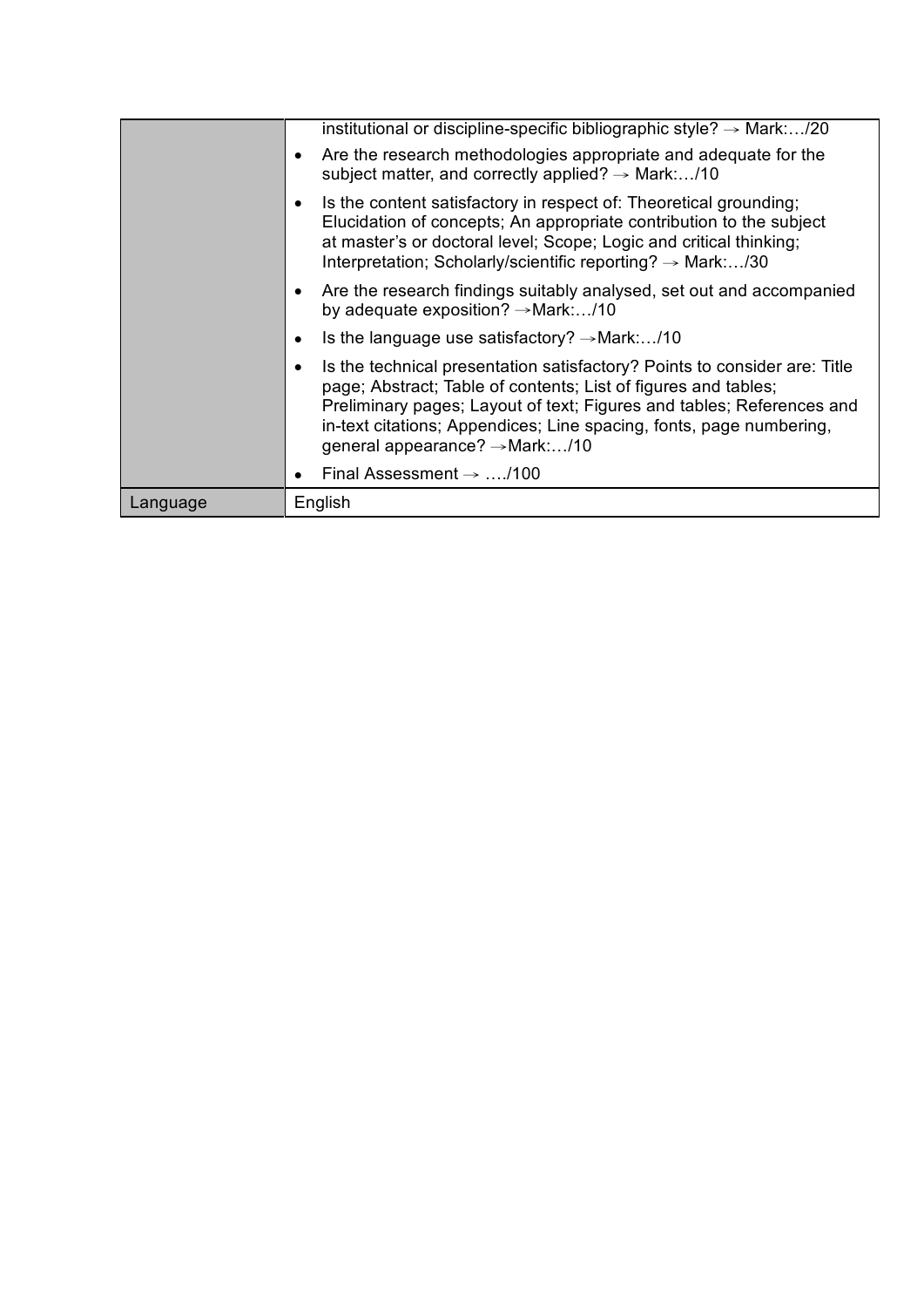| | |
|---|---|
| | institutional or discipline-specific bibliographic style? → Mark:…/20<br>• Are the research methodologies appropriate and adequate for the subject matter, and correctly applied? → Mark:…/10<br>• Is the content satisfactory in respect of: Theoretical grounding; Elucidation of concepts; An appropriate contribution to the subject at master's or doctoral level; Scope; Logic and critical thinking; Interpretation; Scholarly/scientific reporting? → Mark:…/30<br>• Are the research findings suitably analysed, set out and accompanied by adequate exposition? →Mark:…/10<br>• Is the language use satisfactory? →Mark:…/10<br>• Is the technical presentation satisfactory? Points to consider are: Title page; Abstract; Table of contents; List of figures and tables; Preliminary pages; Layout of text; Figures and tables; References and in-text citations; Appendices; Line spacing, fonts, page numbering, general appearance? →Mark:…/10<br>• Final Assessment → …./100 |
| Language | English |